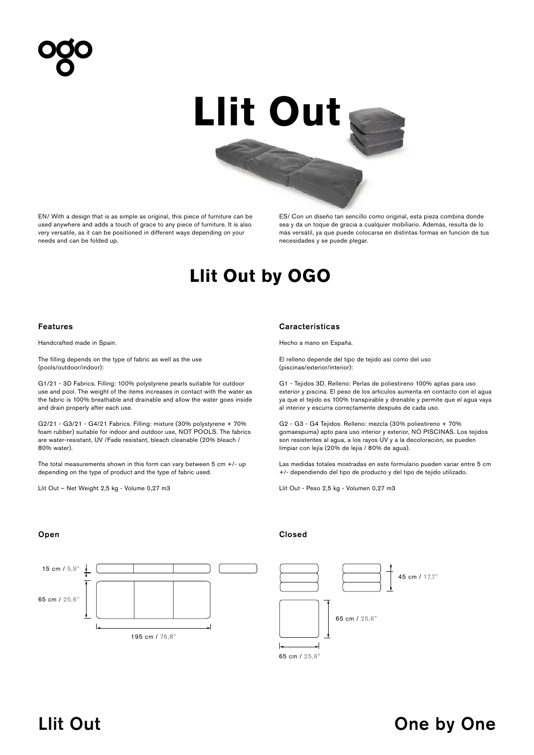# Llit Out

EN/ With a design that is as simple as original, this piece of furniture can be used anywhere and adds a touch of grace to any piece of furniture. It is also very versatile, as it can be positioned in different ways depending on your needs and can be folded up.

ES/ Con un diseño tan sencillo como original, esta pieza combina donde sea y da un toque de gracia a cualquier mobiliario. Además, resulta de lo más versátil, ya que puede colocarse en distintas formas en función de tus necesidades y se puede plegar.

## Llit Out by OGO

### Features

Handcrafted made in Spain.

The filling depends on the type of fabric as well as the use (pools/outdoor/indoor):

G1/21 - 3D Fabrics. Filling: 100% polystyrene pearls suitable for outdoor use and pool. The weight of the items increases in contact with the water as the fabric is 100% breathable and drainable and allow the water goes inside and drain properly after each use.

G2/21 - G3/21 - G4/21 Fabrics. Filling: mixture (30% polystyrene + 70% foam rubber) suitable for indoor and outdoor use, NOT POOLS. The fabrics are water-resistant, UV /Fade resistant, bleach cleanable (20% bleach / 80% water).

The total measurements shown in this form can vary between 5 cm +/- up depending on the type of product and the type of fabric used.

Llit Out – Net Weight 2,5 kg - Volume 0,27 m3

### Características

Hecho a mano en España.

El relleno depende del tipo de tejido así como del uso (piscinas/exterior/interior):

G1 - Tejidos 3D. Relleno: Perlas de poliestireno 100% aptas para uso exterior y piscina. El peso de los artículos aumenta en contacto con el agua ya que el tejido es 100% transpirable y drenable y permite que el agua vaya al interior y escurra correctamente después de cada uso.

G2 - G3 - G4 Tejidos. Relleno: mezcla (30% poliestireno + 70% gomaespuma) apto para uso interior y exterior, NO PISCINAS. Los tejidos son resistentes al agua, a los rayos UV y a la decoloración, se pueden limpiar con lejía (20% de lejía / 80% de agua).

Las medidas totales mostradas en este formulario pueden variar entre 5 cm +/- dependiendo del tipo de producto y del tipo de tejido utilizado.

Llit Out - Peso 2,5 kg - Volumen 0,27 m3

### Open

15 cm / 5,9"

65 cm / 25,6"

195 cm / 76,8"

### Closed

45 cm / 17,7"

65 cm / 25,6"

65 cm / 25,6"

Llit Out

One by One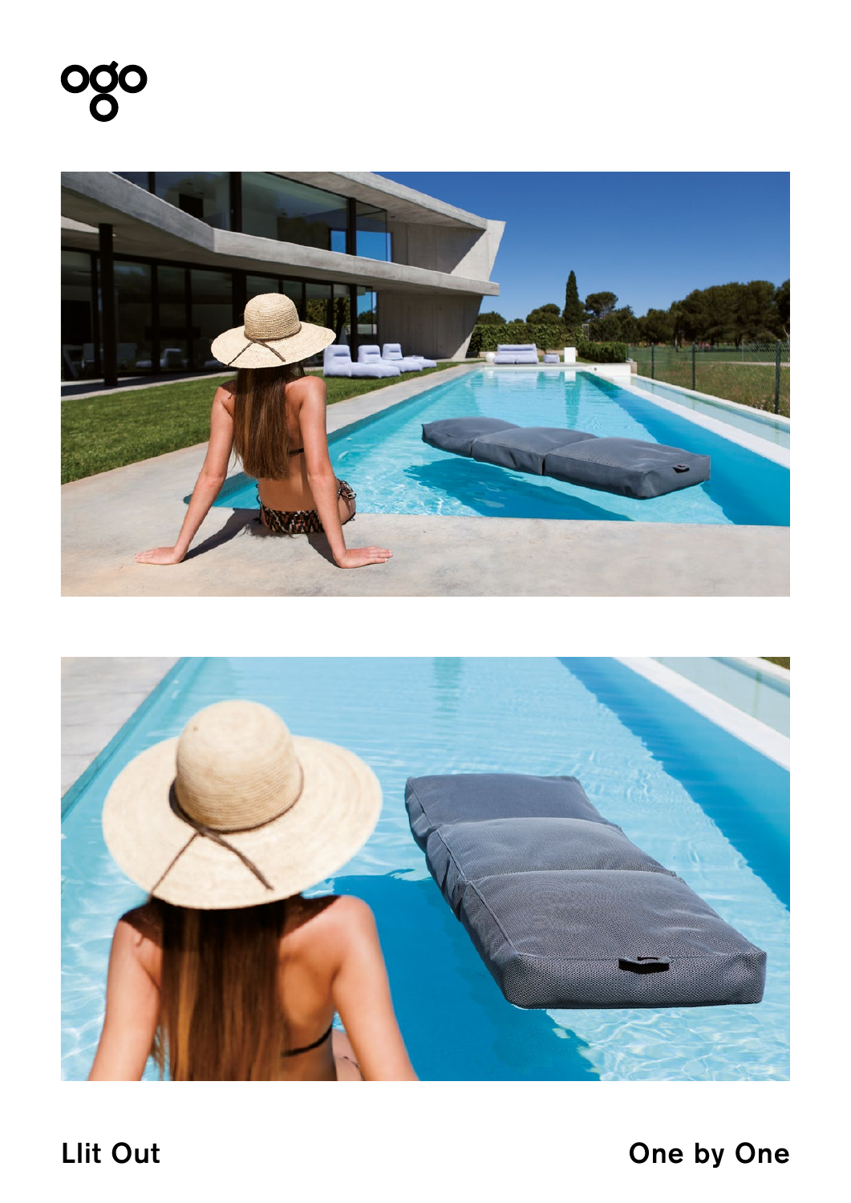ogo

Llit Out

One by One